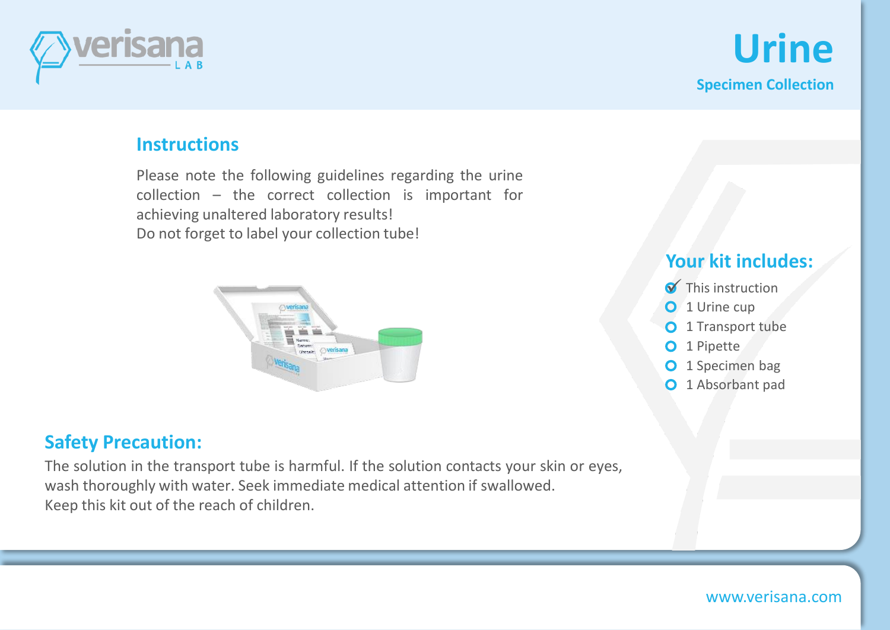# Urine

**Specimen Collection**

## Instructions

Please note the following guidelines regarding the urine collection – the correct collection is important for achieving unaltered laboratory results!
Do not forget to label your collection tube!

## Your kit includes:

- ☑ This instruction
- ○ 1 Urine cup
- ○ 1 Transport tube
- ○ 1 Pipette
- ○ 1 Specimen bag
- ○ 1 Absorbant pad

## Safety Precaution:

The solution in the transport tube is harmful. If the solution contacts your skin or eyes, wash thoroughly with water. Seek immediate medical attention if swallowed.
Keep this kit out of the reach of children.

www.verisana.com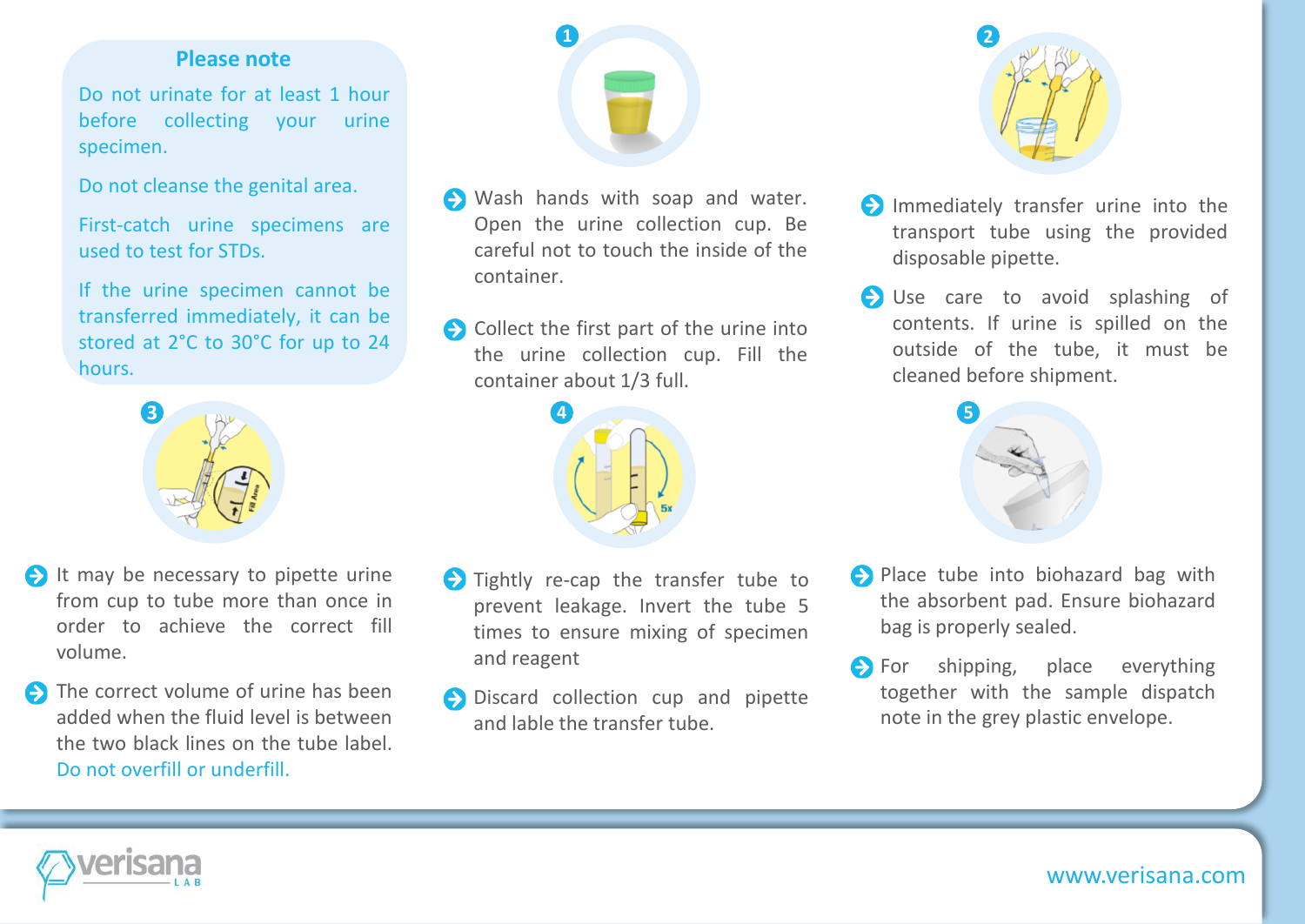## Please note

Do not urinate for at least 1 hour before collecting your urine specimen.

Do not cleanse the genital area.

First-catch urine specimens are used to test for STDs.

If the urine specimen cannot be transferred immediately, it can be stored at 2°C to 30°C for up to 24 hours.

### 1

- Wash hands with soap and water. Open the urine collection cup. Be careful not to touch the inside of the container.
- Collect the first part of the urine into the urine collection cup. Fill the container about 1/3 full.

### 2

- Immediately transfer urine into the transport tube using the provided disposable pipette.
- Use care to avoid splashing of contents. If urine is spilled on the outside of the tube, it must be cleaned before shipment.

### 3

- It may be necessary to pipette urine from cup to tube more than once in order to achieve the correct fill volume.
- The correct volume of urine has been added when the fluid level is between the two black lines on the tube label. Do not overfill or underfill.

### 4

- Tightly re-cap the transfer tube to prevent leakage. Invert the tube 5 times to ensure mixing of specimen and reagent
- Discard collection cup and pipette and lable the transfer tube.

### 5

- Place tube into biohazard bag with the absorbent pad. Ensure biohazard bag is properly sealed.
- For shipping, place everything together with the sample dispatch note in the grey plastic envelope.

verisana LAB

www.verisana.com